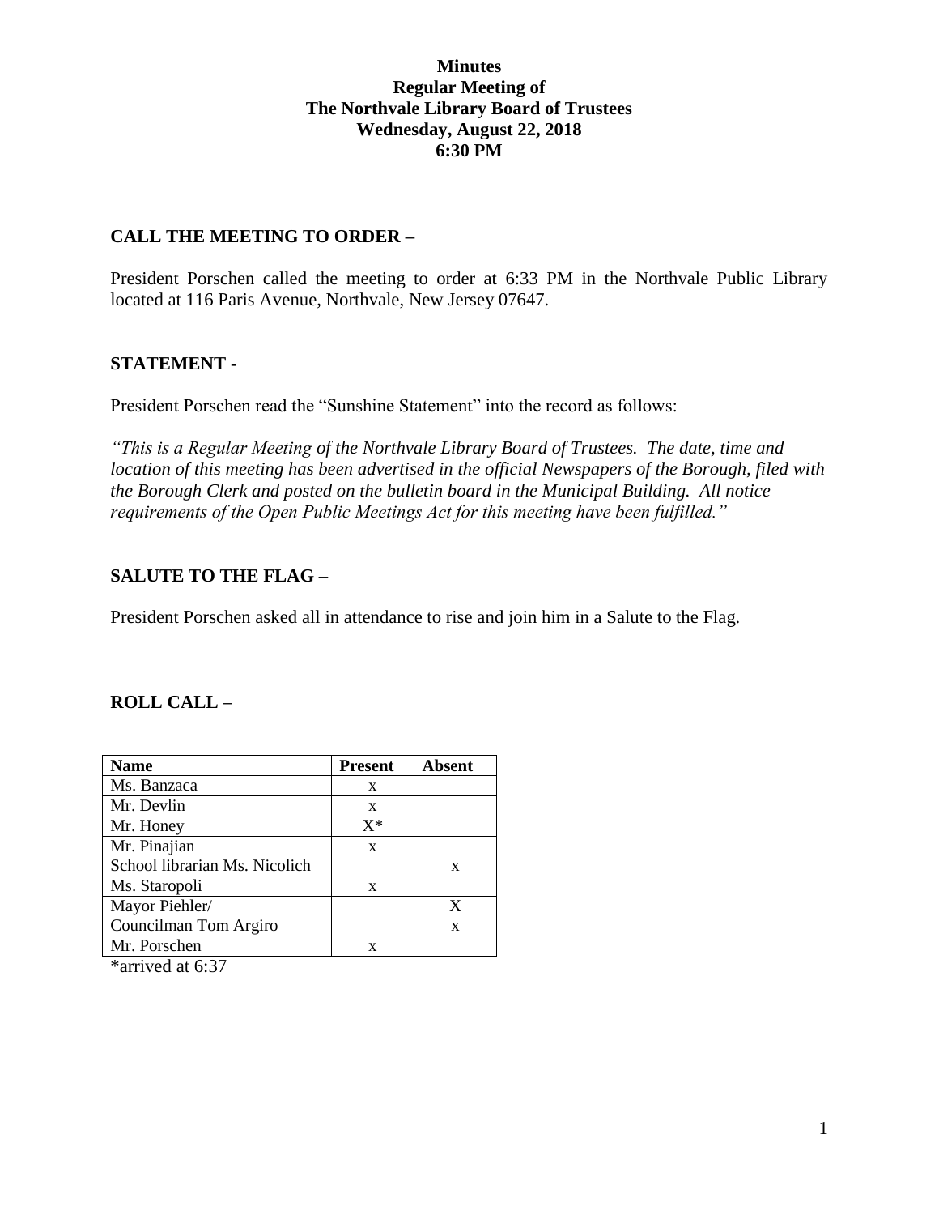**Minutes**
**Regular Meeting of**
**The Northvale Library Board of Trustees**
**Wednesday, August 22, 2018**
**6:30 PM**

## CALL THE MEETING TO ORDER –

President Porschen called the meeting to order at 6:33 PM in the Northvale Public Library located at 116 Paris Avenue, Northvale, New Jersey 07647.

## STATEMENT -

President Porschen read the "Sunshine Statement" into the record as follows:

*"This is a Regular Meeting of the Northvale Library Board of Trustees. The date, time and location of this meeting has been advertised in the official Newspapers of the Borough, filed with the Borough Clerk and posted on the bulletin board in the Municipal Building. All notice requirements of the Open Public Meetings Act for this meeting have been fulfilled."*

## SALUTE TO THE FLAG –

President Porschen asked all in attendance to rise and join him in a Salute to the Flag.

## ROLL CALL –

| Name | Present | Absent |
|---|---|---|
| Ms. Banzaca | x | |
| Mr. Devlin | x | |
| Mr. Honey | X* | |
| Mr. Pinajian | x | |
| School librarian Ms. Nicolich | | x |
| Ms. Staropoli | x | |
| Mayor Piehler/ | | X |
| Councilman Tom Argiro | | x |
| Mr. Porschen | x | |

*arrived at 6:37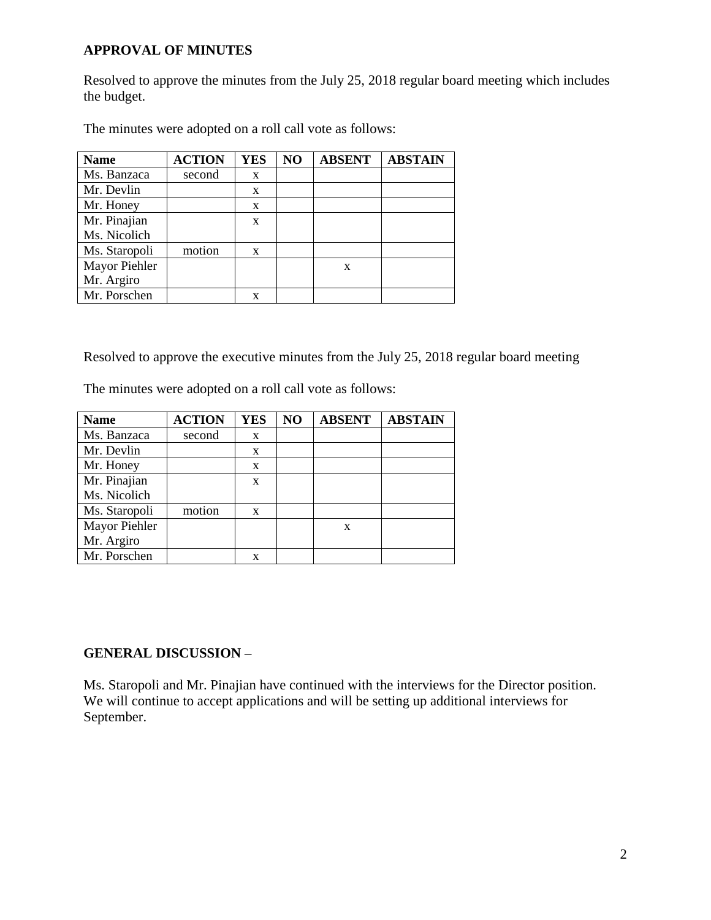**APPROVAL OF MINUTES**

Resolved to approve the minutes from the July 25, 2018 regular board meeting which includes the budget.

The minutes were adopted on a roll call vote as follows:

| Name | ACTION | YES | NO | ABSENT | ABSTAIN |
|---|---|---|---|---|---|
| Ms. Banzaca | second | x | | | |
| Mr. Devlin | | x | | | |
| Mr. Honey | | x | | | |
| Mr. Pinajian Ms. Nicolich | | x | | | |
| Ms. Staropoli | motion | x | | | |
| Mayor Piehler Mr. Argiro | | | | x | |
| Mr. Porschen | | x | | | |

Resolved to approve the executive minutes from the July 25, 2018 regular board meeting

The minutes were adopted on a roll call vote as follows:

| Name | ACTION | YES | NO | ABSENT | ABSTAIN |
|---|---|---|---|---|---|
| Ms. Banzaca | second | x | | | |
| Mr. Devlin | | x | | | |
| Mr. Honey | | x | | | |
| Mr. Pinajian Ms. Nicolich | | x | | | |
| Ms. Staropoli | motion | x | | | |
| Mayor Piehler Mr. Argiro | | | | x | |
| Mr. Porschen | | x | | | |

**GENERAL DISCUSSION –**

Ms. Staropoli and Mr. Pinajian have continued with the interviews for the Director position. We will continue to accept applications and will be setting up additional interviews for September.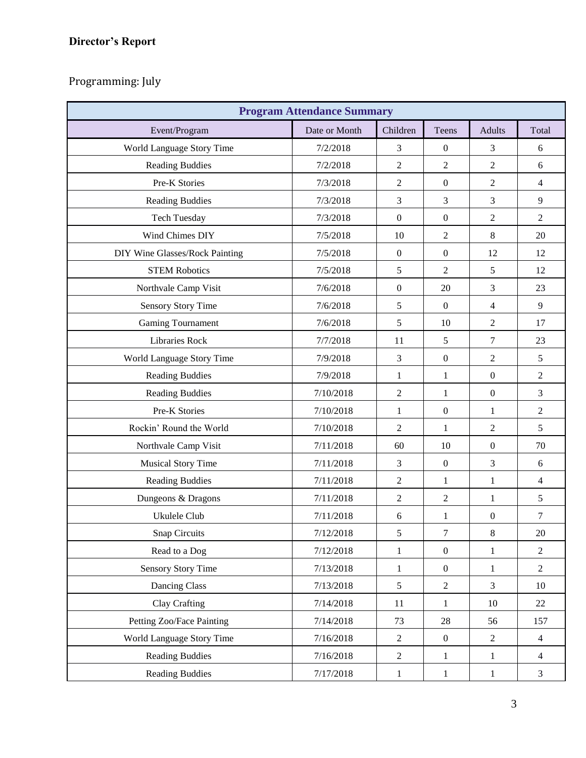**Director's Report**

## Programming: July

| Program Attendance Summary | | | | | |
|---|---|---|---|---|---|
| Event/Program | Date or Month | Children | Teens | Adults | Total |
| World Language Story Time | 7/2/2018 | 3 | 0 | 3 | 6 |
| Reading Buddies | 7/2/2018 | 2 | 2 | 2 | 6 |
| Pre-K Stories | 7/3/2018 | 2 | 0 | 2 | 4 |
| Reading Buddies | 7/3/2018 | 3 | 3 | 3 | 9 |
| Tech Tuesday | 7/3/2018 | 0 | 0 | 2 | 2 |
| Wind Chimes DIY | 7/5/2018 | 10 | 2 | 8 | 20 |
| DIY Wine Glasses/Rock Painting | 7/5/2018 | 0 | 0 | 12 | 12 |
| STEM Robotics | 7/5/2018 | 5 | 2 | 5 | 12 |
| Northvale Camp Visit | 7/6/2018 | 0 | 20 | 3 | 23 |
| Sensory Story Time | 7/6/2018 | 5 | 0 | 4 | 9 |
| Gaming Tournament | 7/6/2018 | 5 | 10 | 2 | 17 |
| Libraries Rock | 7/7/2018 | 11 | 5 | 7 | 23 |
| World Language Story Time | 7/9/2018 | 3 | 0 | 2 | 5 |
| Reading Buddies | 7/9/2018 | 1 | 1 | 0 | 2 |
| Reading Buddies | 7/10/2018 | 2 | 1 | 0 | 3 |
| Pre-K Stories | 7/10/2018 | 1 | 0 | 1 | 2 |
| Rockin' Round the World | 7/10/2018 | 2 | 1 | 2 | 5 |
| Northvale Camp Visit | 7/11/2018 | 60 | 10 | 0 | 70 |
| Musical Story Time | 7/11/2018 | 3 | 0 | 3 | 6 |
| Reading Buddies | 7/11/2018 | 2 | 1 | 1 | 4 |
| Dungeons & Dragons | 7/11/2018 | 2 | 2 | 1 | 5 |
| Ukulele Club | 7/11/2018 | 6 | 1 | 0 | 7 |
| Snap Circuits | 7/12/2018 | 5 | 7 | 8 | 20 |
| Read to a Dog | 7/12/2018 | 1 | 0 | 1 | 2 |
| Sensory Story Time | 7/13/2018 | 1 | 0 | 1 | 2 |
| Dancing Class | 7/13/2018 | 5 | 2 | 3 | 10 |
| Clay Crafting | 7/14/2018 | 11 | 1 | 10 | 22 |
| Petting Zoo/Face Painting | 7/14/2018 | 73 | 28 | 56 | 157 |
| World Language Story Time | 7/16/2018 | 2 | 0 | 2 | 4 |
| Reading Buddies | 7/16/2018 | 2 | 1 | 1 | 4 |
| Reading Buddies | 7/17/2018 | 1 | 1 | 1 | 3 |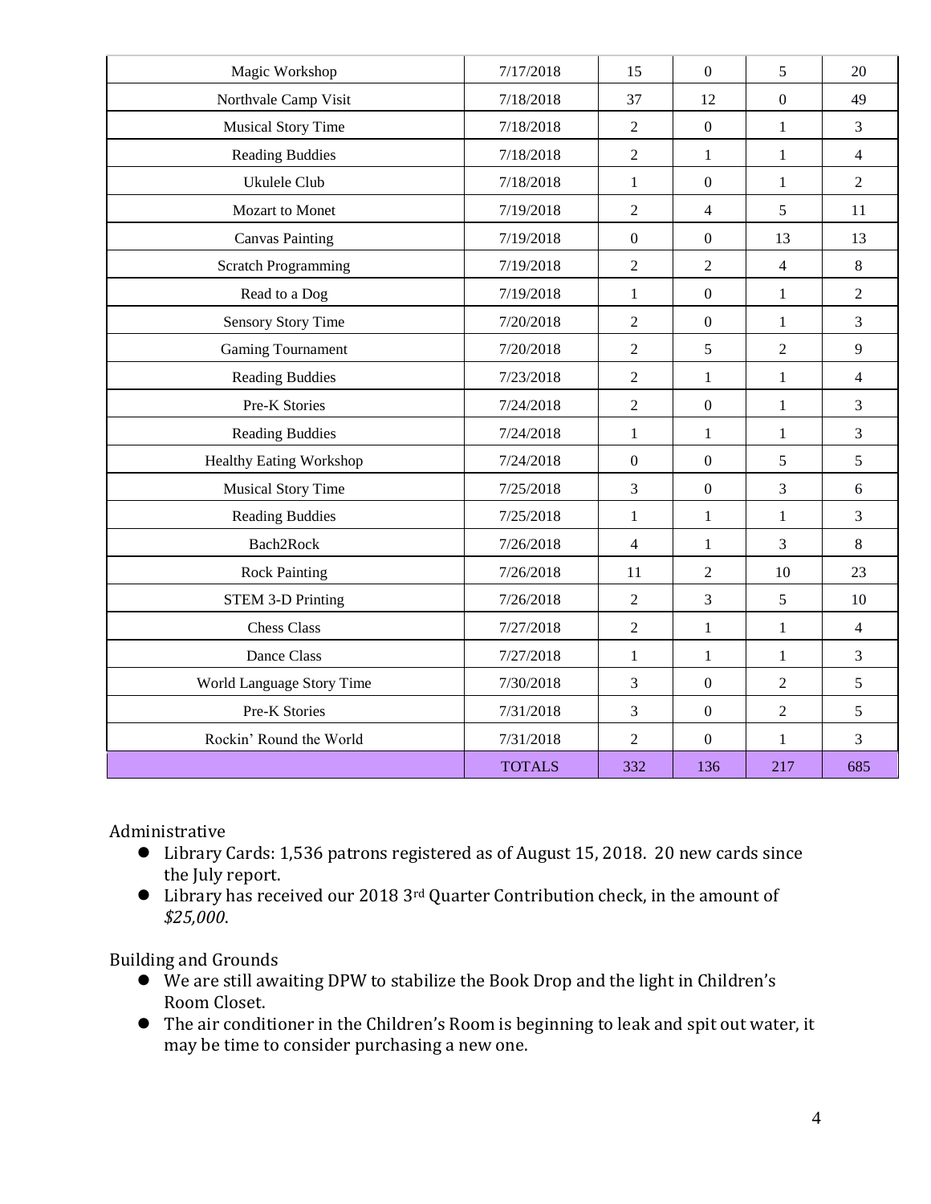| | | | | | |
|---|---|---|---|---|---|
| Magic Workshop | 7/17/2018 | 15 | 0 | 5 | 20 |
| Northvale Camp Visit | 7/18/2018 | 37 | 12 | 0 | 49 |
| Musical Story Time | 7/18/2018 | 2 | 0 | 1 | 3 |
| Reading Buddies | 7/18/2018 | 2 | 1 | 1 | 4 |
| Ukulele Club | 7/18/2018 | 1 | 0 | 1 | 2 |
| Mozart to Monet | 7/19/2018 | 2 | 4 | 5 | 11 |
| Canvas Painting | 7/19/2018 | 0 | 0 | 13 | 13 |
| Scratch Programming | 7/19/2018 | 2 | 2 | 4 | 8 |
| Read to a Dog | 7/19/2018 | 1 | 0 | 1 | 2 |
| Sensory Story Time | 7/20/2018 | 2 | 0 | 1 | 3 |
| Gaming Tournament | 7/20/2018 | 2 | 5 | 2 | 9 |
| Reading Buddies | 7/23/2018 | 2 | 1 | 1 | 4 |
| Pre-K Stories | 7/24/2018 | 2 | 0 | 1 | 3 |
| Reading Buddies | 7/24/2018 | 1 | 1 | 1 | 3 |
| Healthy Eating Workshop | 7/24/2018 | 0 | 0 | 5 | 5 |
| Musical Story Time | 7/25/2018 | 3 | 0 | 3 | 6 |
| Reading Buddies | 7/25/2018 | 1 | 1 | 1 | 3 |
| Bach2Rock | 7/26/2018 | 4 | 1 | 3 | 8 |
| Rock Painting | 7/26/2018 | 11 | 2 | 10 | 23 |
| STEM 3-D Printing | 7/26/2018 | 2 | 3 | 5 | 10 |
| Chess Class | 7/27/2018 | 2 | 1 | 1 | 4 |
| Dance Class | 7/27/2018 | 1 | 1 | 1 | 3 |
| World Language Story Time | 7/30/2018 | 3 | 0 | 2 | 5 |
| Pre-K Stories | 7/31/2018 | 3 | 0 | 2 | 5 |
| Rockin' Round the World | 7/31/2018 | 2 | 0 | 1 | 3 |
| | TOTALS | 332 | 136 | 217 | 685 |

Administrative

- Library Cards: 1,536 patrons registered as of August 15, 2018. 20 new cards since the July report.
- Library has received our 2018 3rd Quarter Contribution check, in the amount of *$25,000*.

Building and Grounds

- We are still awaiting DPW to stabilize the Book Drop and the light in Children's Room Closet.
- The air conditioner in the Children's Room is beginning to leak and spit out water, it may be time to consider purchasing a new one.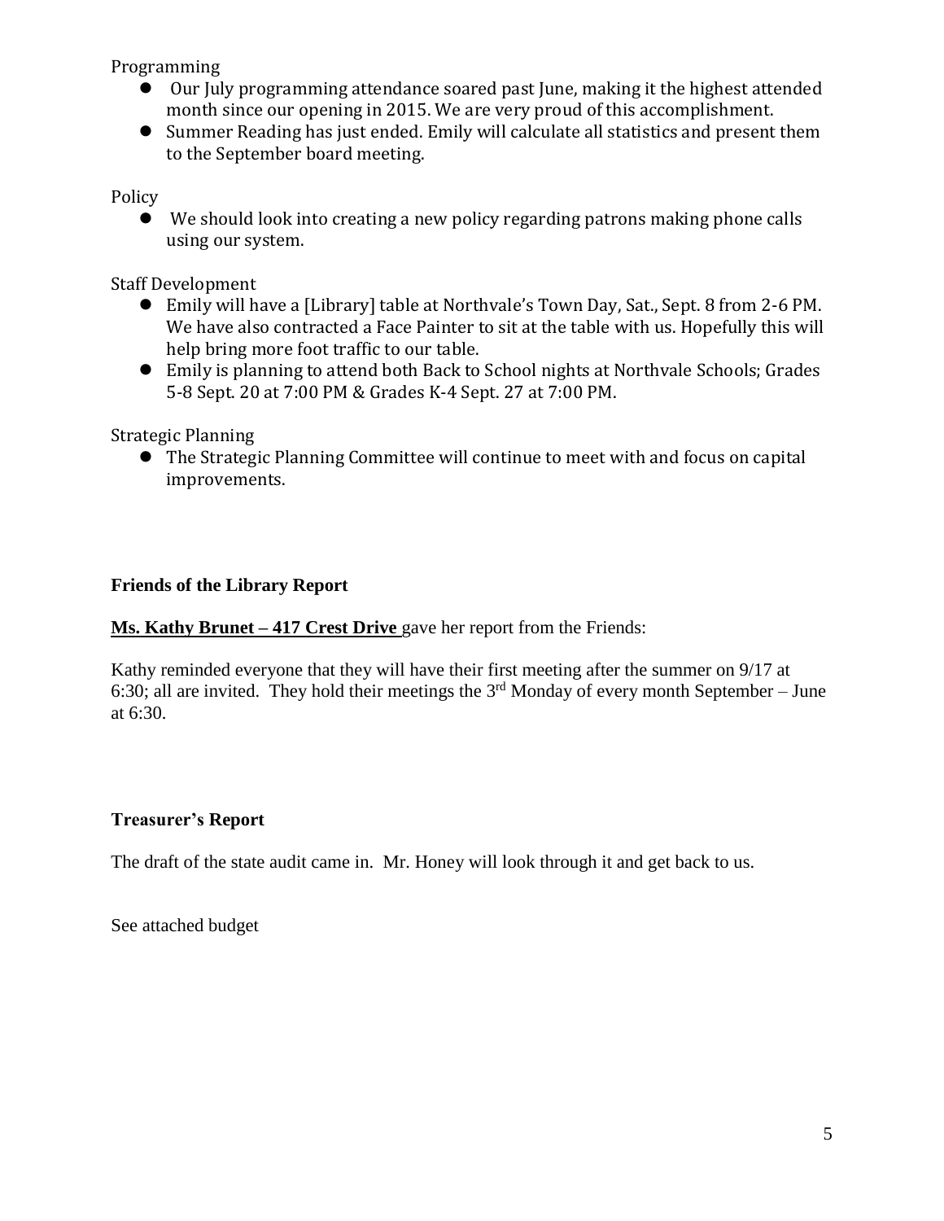Programming

- Our July programming attendance soared past June, making it the highest attended month since our opening in 2015. We are very proud of this accomplishment.
- Summer Reading has just ended. Emily will calculate all statistics and present them to the September board meeting.

Policy

- We should look into creating a new policy regarding patrons making phone calls using our system.

Staff Development

- Emily will have a [Library] table at Northvale's Town Day, Sat., Sept. 8 from 2-6 PM. We have also contracted a Face Painter to sit at the table with us. Hopefully this will help bring more foot traffic to our table.
- Emily is planning to attend both Back to School nights at Northvale Schools; Grades 5-8 Sept. 20 at 7:00 PM & Grades K-4 Sept. 27 at 7:00 PM.

Strategic Planning

- The Strategic Planning Committee will continue to meet with and focus on capital improvements.

**Friends of the Library Report**

**Ms. Kathy Brunet – 417 Crest Drive** gave her report from the Friends:

Kathy reminded everyone that they will have their first meeting after the summer on 9/17 at 6:30; all are invited. They hold their meetings the 3rd Monday of every month September – June at 6:30.

**Treasurer's Report**

The draft of the state audit came in. Mr. Honey will look through it and get back to us.

See attached budget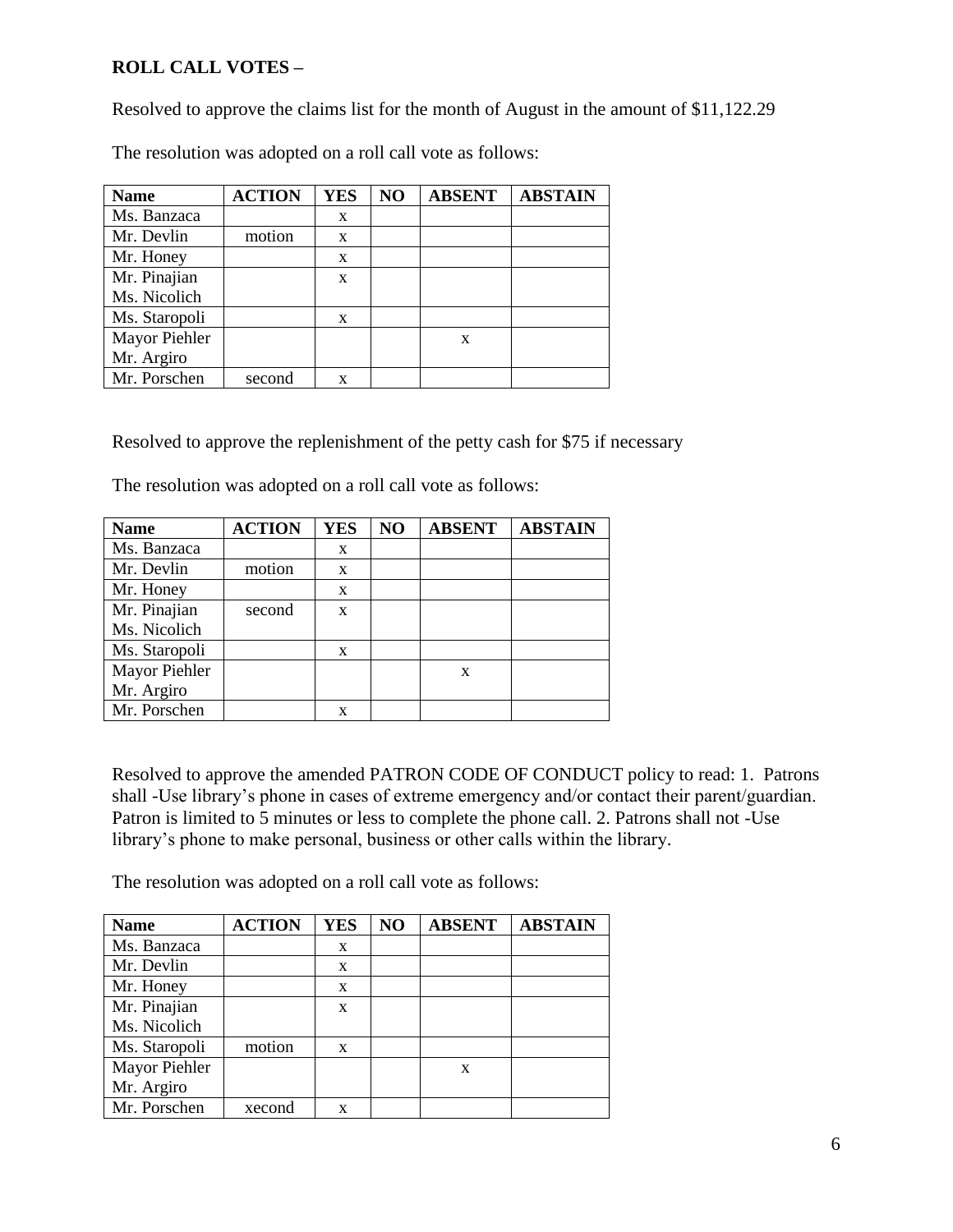**ROLL CALL VOTES –**

Resolved to approve the claims list for the month of August in the amount of $11,122.29

The resolution was adopted on a roll call vote as follows:

| Name | ACTION | YES | NO | ABSENT | ABSTAIN |
|---|---|---|---|---|---|
| Ms. Banzaca | | x | | | |
| Mr. Devlin | motion | x | | | |
| Mr. Honey | | x | | | |
| Mr. Pinajian | | x | | | |
| Ms. Nicolich | | | | | |
| Ms. Staropoli | | x | | | |
| Mayor Piehler | | | | x | |
| Mr. Argiro | | | | | |
| Mr. Porschen | second | x | | | |

Resolved to approve the replenishment of the petty cash for $75 if necessary

The resolution was adopted on a roll call vote as follows:

| Name | ACTION | YES | NO | ABSENT | ABSTAIN |
|---|---|---|---|---|---|
| Ms. Banzaca | | x | | | |
| Mr. Devlin | motion | x | | | |
| Mr. Honey | | x | | | |
| Mr. Pinajian | second | x | | | |
| Ms. Nicolich | | | | | |
| Ms. Staropoli | | x | | | |
| Mayor Piehler | | | | x | |
| Mr. Argiro | | | | | |
| Mr. Porschen | | x | | | |

Resolved to approve the amended PATRON CODE OF CONDUCT policy to read: 1. Patrons shall -Use library's phone in cases of extreme emergency and/or contact their parent/guardian. Patron is limited to 5 minutes or less to complete the phone call. 2. Patrons shall not -Use library's phone to make personal, business or other calls within the library.

The resolution was adopted on a roll call vote as follows:

| Name | ACTION | YES | NO | ABSENT | ABSTAIN |
|---|---|---|---|---|---|
| Ms. Banzaca | | x | | | |
| Mr. Devlin | | x | | | |
| Mr. Honey | | x | | | |
| Mr. Pinajian | | x | | | |
| Ms. Nicolich | | | | | |
| Ms. Staropoli | motion | x | | | |
| Mayor Piehler | | | | x | |
| Mr. Argiro | | | | | |
| Mr. Porschen | xecond | x | | | |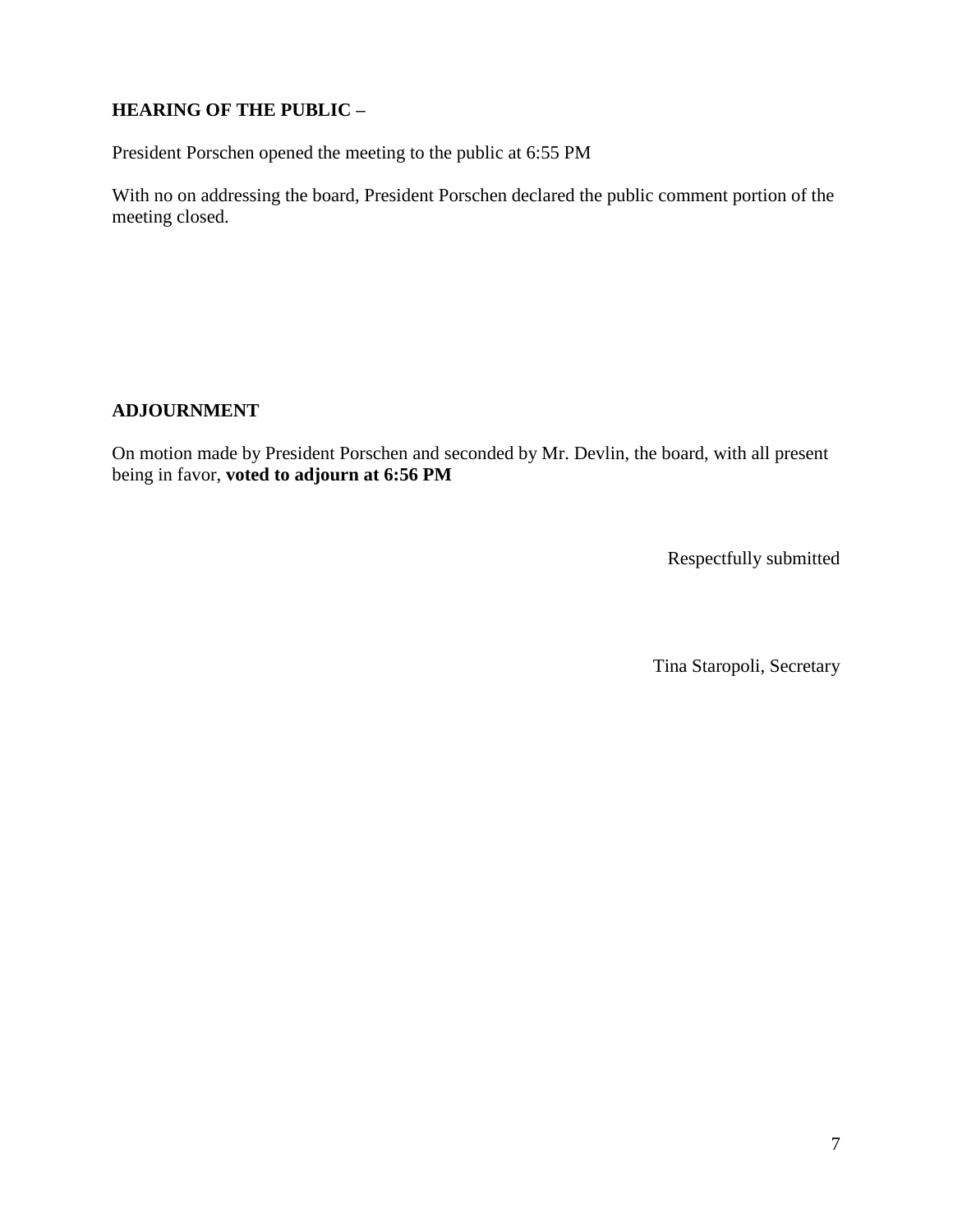**HEARING OF THE PUBLIC –**

President Porschen opened the meeting to the public at 6:55 PM

With no on addressing the board, President Porschen declared the public comment portion of the meeting closed.

**ADJOURNMENT**

On motion made by President Porschen and seconded by Mr. Devlin, the board, with all present being in favor, **voted to adjourn at 6:56 PM**

Respectfully submitted

Tina Staropoli, Secretary